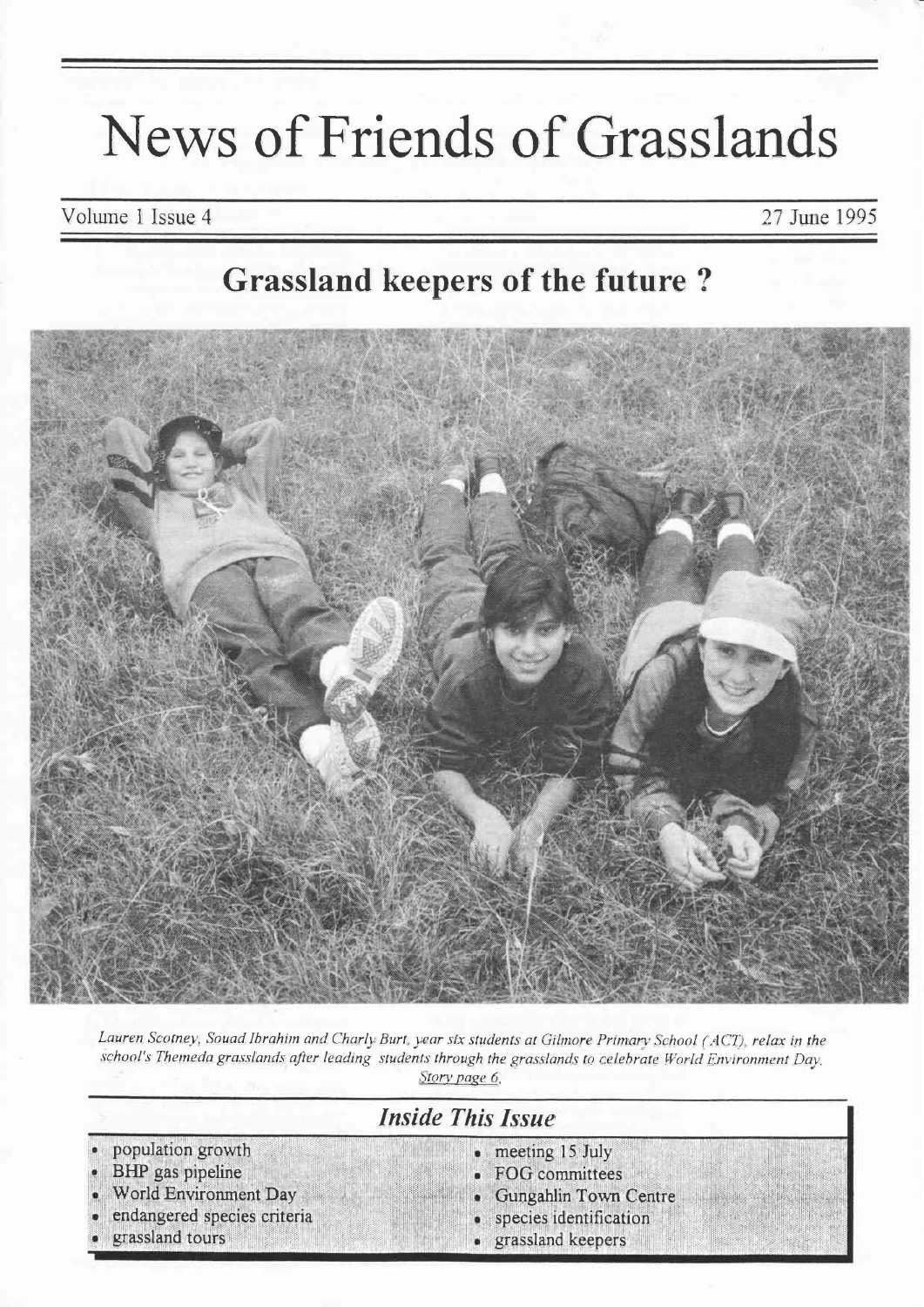# News of Friends of Grasslands

Volume 1 Issue 4 | 27 June 1995

## Grassland keepers of the future ?

*Lauren Scotney, Souad Ibrahim and Charly Burt, year six students at Gilmore Primary School (ACT), relax in the school's Themeda grasslands after leading students through the grasslands to celebrate World Environment Day. Story page 6.*

### *Inside This Issue*

- population growth
- BHP gas pipeline
- World Environment Day
- endangered species criteria
- grassland tours
- meeting 15 July
- FOG committees
- Gungahlin Town Centre
- species identification
- grassland keepers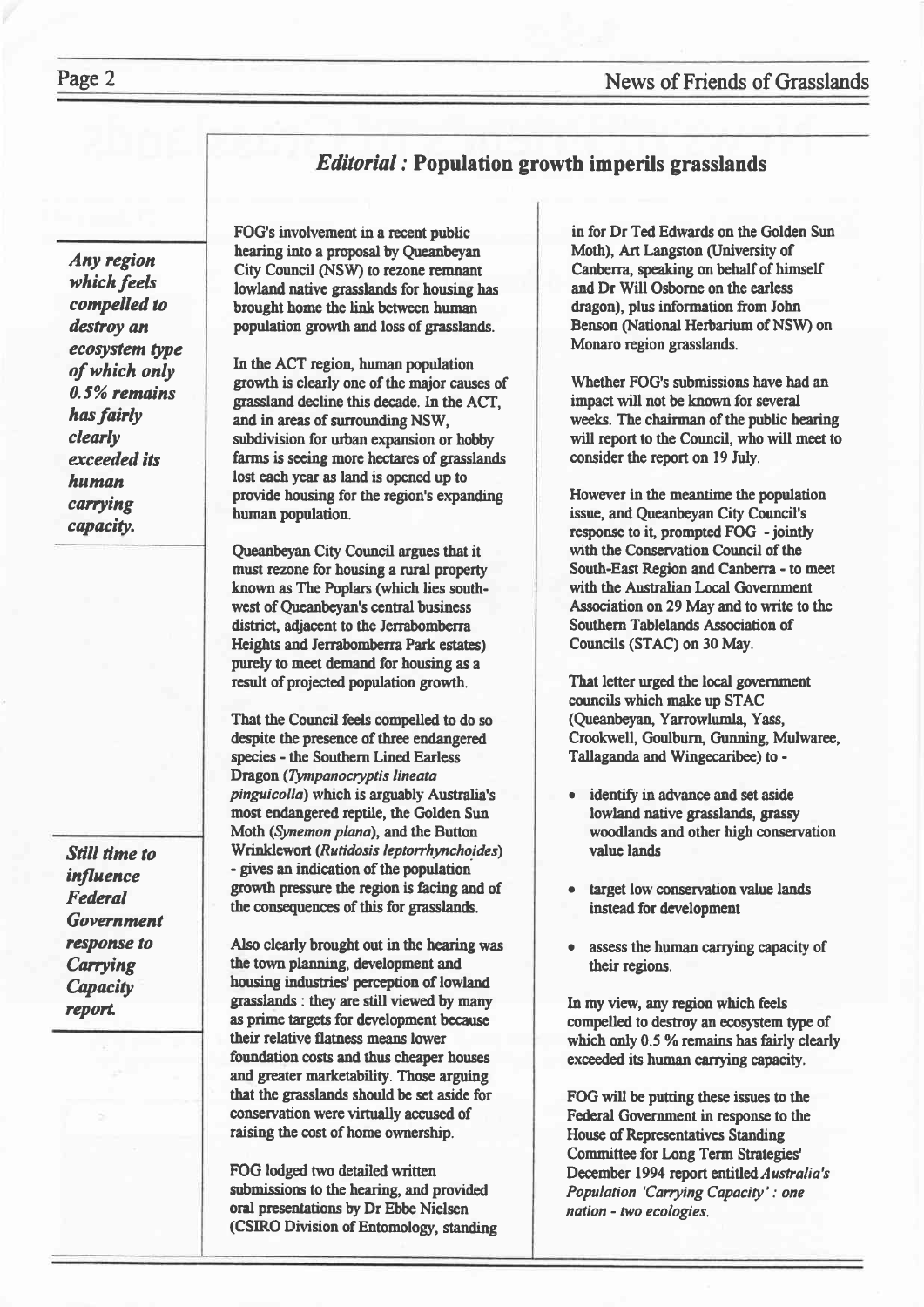## *Editorial* : Population growth imperils grasslands

*Any region which feels compelled to destroy an ecosystem type of which only 0.5% remains has fairly clearly exceeded its human carrying capacity.*

FOG's involvement in a recent public hearing into a proposal by Queanbeyan City Council (NSW) to rezone remnant lowland native grasslands for housing has brought home the link between human population growth and loss of grasslands.

In the ACT region, human population growth is clearly one of the major causes of grassland decline this decade. In the ACT, and in areas of surrounding NSW, subdivision for urban expansion or hobby farms is seeing more hectares of grasslands lost each year as land is opened up to provide housing for the region's expanding human population.

Queanbeyan City Council argues that it must rezone for housing a rural property known as The Poplars (which lies south-west of Queanbeyan's central business district, adjacent to the Jerrabomberra Heights and Jerrabomberra Park estates) purely to meet demand for housing as a result of projected population growth.

That the Council feels compelled to do so despite the presence of three endangered species - the Southern Lined Earless Dragon (*Tympanocryptis lineata pinguicolla*) which is arguably Australia's most endangered reptile, the Golden Sun Moth (*Synemon plana*), and the Button Wrinklewort (*Rutidosis leptorrhynchoides*) - gives an indication of the population growth pressure the region is facing and of the consequences of this for grasslands.

*Still time to influence Federal Government response to Carrying Capacity report.*

Also clearly brought out in the hearing was the town planning, development and housing industries' perception of lowland grasslands : they are still viewed by many as prime targets for development because their relative flatness means lower foundation costs and thus cheaper houses and greater marketability. Those arguing that the grasslands should be set aside for conservation were virtually accused of raising the cost of home ownership.

FOG lodged two detailed written submissions to the hearing, and provided oral presentations by Dr Ebbe Nielsen (CSIRO Division of Entomology, standing in for Dr Ted Edwards on the Golden Sun Moth), Art Langston (University of Canberra, speaking on behalf of himself and Dr Will Osborne on the earless dragon), plus information from John Benson (National Herbarium of NSW) on Monaro region grasslands.

Whether FOG's submissions have had an impact will not be known for several weeks. The chairman of the public hearing will report to the Council, who will meet to consider the report on 19 July.

However in the meantime the population issue, and Queanbeyan City Council's response to it, prompted FOG - jointly with the Conservation Council of the South-East Region and Canberra - to meet with the Australian Local Government Association on 29 May and to write to the Southern Tablelands Association of Councils (STAC) on 30 May.

That letter urged the local government councils which make up STAC (Queanbeyan, Yarrowlumla, Yass, Crookwell, Goulburn, Gunning, Mulwaree, Tallaganda and Wingecaribee) to -

- identify in advance and set aside lowland native grasslands, grassy woodlands and other high conservation value lands
- target low conservation value lands instead for development
- assess the human carrying capacity of their regions.

In my view, any region which feels compelled to destroy an ecosystem type of which only 0.5 % remains has fairly clearly exceeded its human carrying capacity.

FOG will be putting these issues to the Federal Government in response to the House of Representatives Standing Committee for Long Term Strategies' December 1994 report entitled *Australia's Population 'Carrying Capacity' : one nation - two ecologies.*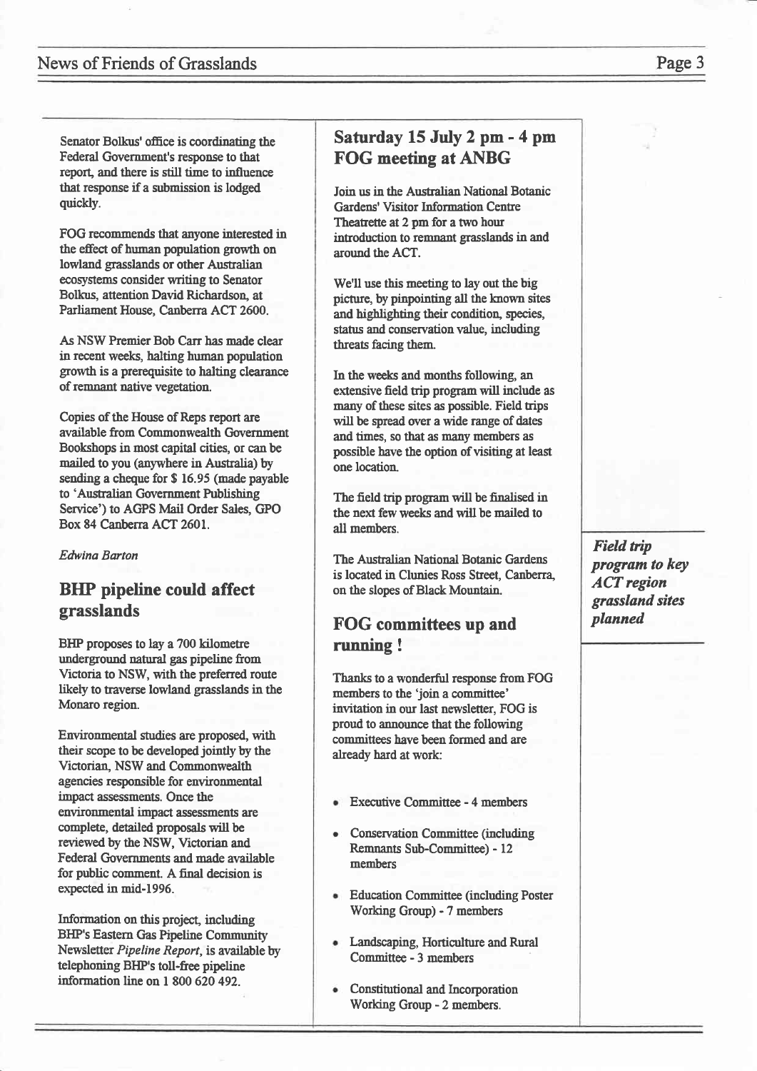Senator Bolkus' office is coordinating the Federal Government's response to that report, and there is still time to influence that response if a submission is lodged quickly.

FOG recommends that anyone interested in the effect of human population growth on lowland grasslands or other Australian ecosystems consider writing to Senator Bolkus, attention David Richardson, at Parliament House, Canberra ACT 2600.

As NSW Premier Bob Carr has made clear in recent weeks, halting human population growth is a prerequisite to halting clearance of remnant native vegetation.

Copies of the House of Reps report are available from Commonwealth Government Bookshops in most capital cities, or can be mailed to you (anywhere in Australia) by sending a cheque for $ 16.95 (made payable to 'Australian Government Publishing Service') to AGPS Mail Order Sales, GPO Box 84 Canberra ACT 2601.

*Edwina Barton*

## BHP pipeline could affect grasslands

BHP proposes to lay a 700 kilometre underground natural gas pipeline from Victoria to NSW, with the preferred route likely to traverse lowland grasslands in the Monaro region.

Environmental studies are proposed, with their scope to be developed jointly by the Victorian, NSW and Commonwealth agencies responsible for environmental impact assessments. Once the environmental impact assessments are complete, detailed proposals will be reviewed by the NSW, Victorian and Federal Governments and made available for public comment. A final decision is expected in mid-1996.

Information on this project, including BHP's Eastern Gas Pipeline Community Newsletter *Pipeline Report*, is available by telephoning BHP's toll-free pipeline information line on 1 800 620 492.

## Saturday 15 July 2 pm - 4 pm FOG meeting at ANBG

Join us in the Australian National Botanic Gardens' Visitor Information Centre Theatrette at 2 pm for a two hour introduction to remnant grasslands in and around the ACT.

We'll use this meeting to lay out the big picture, by pinpointing all the known sites and highlighting their condition, species, status and conservation value, including threats facing them.

In the weeks and months following, an extensive field trip program will include as many of these sites as possible. Field trips will be spread over a wide range of dates and times, so that as many members as possible have the option of visiting at least one location.

The field trip program will be finalised in the next few weeks and will be mailed to all members.

The Australian National Botanic Gardens is located in Clunies Ross Street, Canberra, on the slopes of Black Mountain.

***Field trip program to key ACT region grassland sites planned***

## FOG committees up and running !

Thanks to a wonderful response from FOG members to the 'join a committee' invitation in our last newsletter, FOG is proud to announce that the following committees have been formed and are already hard at work:

- Executive Committee - 4 members
- Conservation Committee (including Remnants Sub-Committee) - 12 members
- Education Committee (including Poster Working Group) - 7 members
- Landscaping, Horticulture and Rural Committee - 3 members
- Constitutional and Incorporation Working Group - 2 members.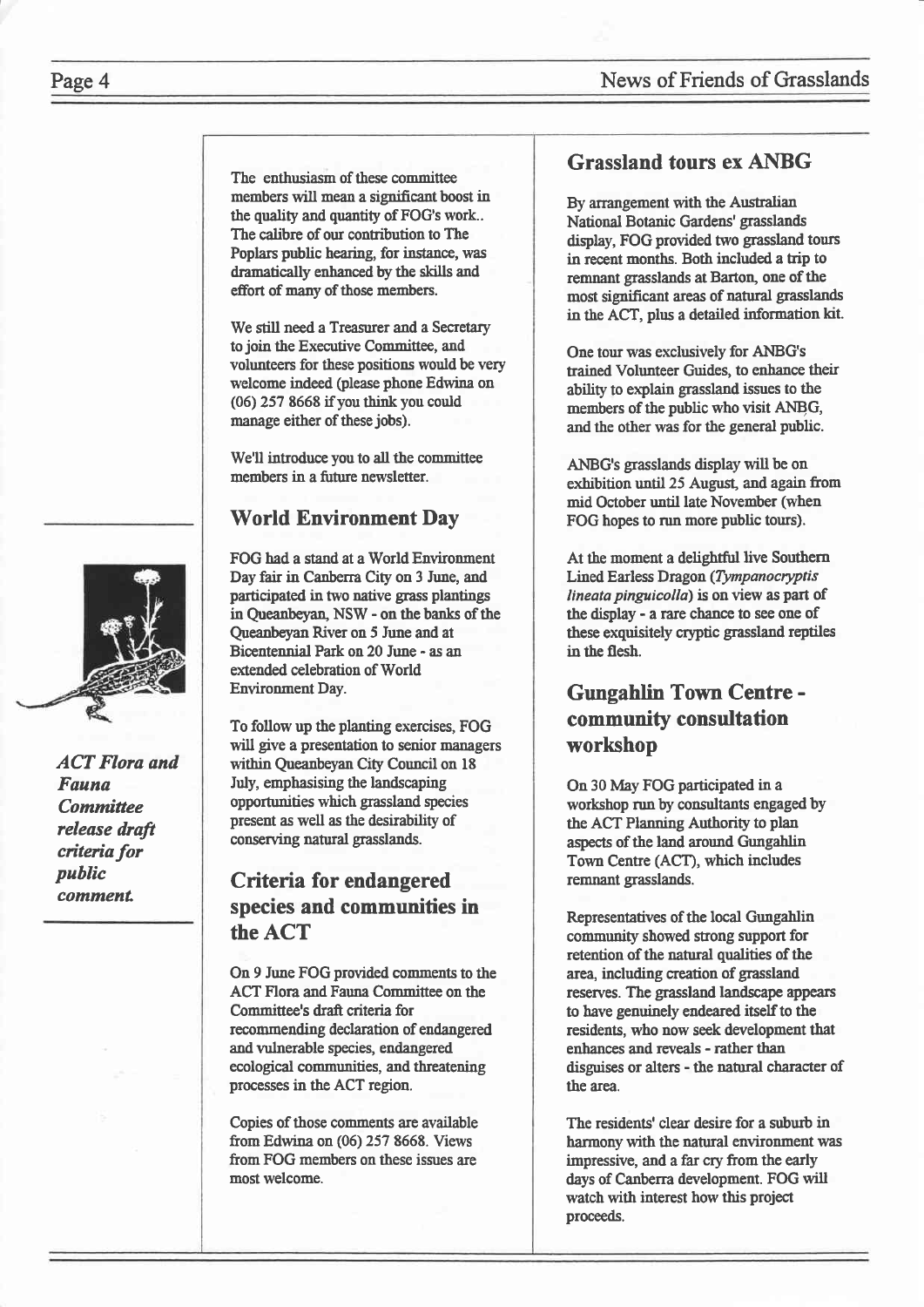The enthusiasm of these committee members will mean a significant boost in the quality and quantity of FOG's work.. The calibre of our contribution to The Poplars public hearing, for instance, was dramatically enhanced by the skills and effort of many of those members.

We still need a Treasurer and a Secretary to join the Executive Committee, and volunteers for these positions would be very welcome indeed (please phone Edwina on (06) 257 8668 if you think you could manage either of these jobs).

We'll introduce you to all the committee members in a future newsletter.

## World Environment Day

FOG had a stand at a World Environment Day fair in Canberra City on 3 June, and participated in two native grass plantings in Queanbeyan, NSW - on the banks of the Queanbeyan River on 5 June and at Bicentennial Park on 20 June - as an extended celebration of World Environment Day.

To follow up the planting exercises, FOG will give a presentation to senior managers within Queanbeyan City Council on 18 July, emphasising the landscaping opportunities which grassland species present as well as the desirability of conserving natural grasslands.

***ACT Flora and Fauna Committee release draft criteria for public comment.***

## Criteria for endangered species and communities in the ACT

On 9 June FOG provided comments to the ACT Flora and Fauna Committee on the Committee's draft criteria for recommending declaration of endangered and vulnerable species, endangered ecological communities, and threatening processes in the ACT region.

Copies of those comments are available from Edwina on (06) 257 8668. Views from FOG members on these issues are most welcome.

## Grassland tours ex ANBG

By arrangement with the Australian National Botanic Gardens' grasslands display, FOG provided two grassland tours in recent months. Both included a trip to remnant grasslands at Barton, one of the most significant areas of natural grasslands in the ACT, plus a detailed information kit.

One tour was exclusively for ANBG's trained Volunteer Guides, to enhance their ability to explain grassland issues to the members of the public who visit ANBG, and the other was for the general public.

ANBG's grasslands display will be on exhibition until 25 August, and again from mid October until late November (when FOG hopes to run more public tours).

At the moment a delightful live Southern Lined Earless Dragon (*Tympanocryptis lineata pinguicolla*) is on view as part of the display - a rare chance to see one of these exquisitely cryptic grassland reptiles in the flesh.

## Gungahlin Town Centre - community consultation workshop

On 30 May FOG participated in a workshop run by consultants engaged by the ACT Planning Authority to plan aspects of the land around Gungahlin Town Centre (ACT), which includes remnant grasslands.

Representatives of the local Gungahlin community showed strong support for retention of the natural qualities of the area, including creation of grassland reserves. The grassland landscape appears to have genuinely endeared itself to the residents, who now seek development that enhances and reveals - rather than disguises or alters - the natural character of the area.

The residents' clear desire for a suburb in harmony with the natural environment was impressive, and a far cry from the early days of Canberra development. FOG will watch with interest how this project proceeds.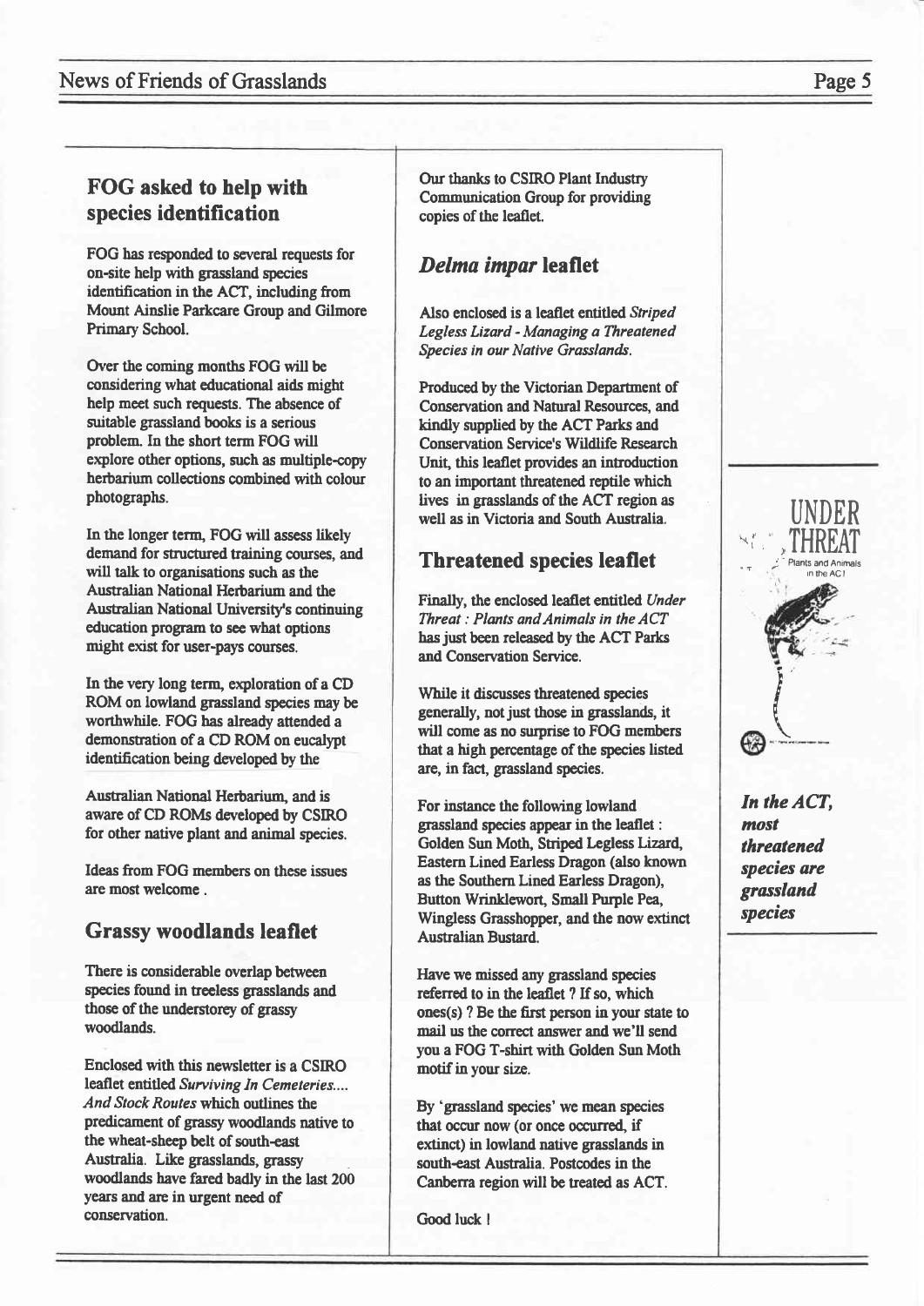## FOG asked to help with species identification

FOG has responded to several requests for on-site help with grassland species identification in the ACT, including from Mount Ainslie Parkcare Group and Gilmore Primary School.

Over the coming months FOG will be considering what educational aids might help meet such requests. The absence of suitable grassland books is a serious problem. In the short term FOG will explore other options, such as multiple-copy herbarium collections combined with colour photographs.

In the longer term, FOG will assess likely demand for structured training courses, and will talk to organisations such as the Australian National Herbarium and the Australian National University's continuing education program to see what options might exist for user-pays courses.

In the very long term, exploration of a CD ROM on lowland grassland species may be worthwhile. FOG has already attended a demonstration of a CD ROM on eucalypt identification being developed by the Australian National Herbarium, and is aware of CD ROMs developed by CSIRO for other native plant and animal species.

Ideas from FOG members on these issues are most welcome .

## Grassy woodlands leaflet

There is considerable overlap between species found in treeless grasslands and those of the understorey of grassy woodlands.

Enclosed with this newsletter is a CSIRO leaflet entitled *Surviving In Cemeteries.... And Stock Routes* which outlines the predicament of grassy woodlands native to the wheat-sheep belt of south-east Australia. Like grasslands, grassy woodlands have fared badly in the last 200 years and are in urgent need of conservation.

Our thanks to CSIRO Plant Industry Communication Group for providing copies of the leaflet.

## *Delma impar* leaflet

Also enclosed is a leaflet entitled *Striped Legless Lizard - Managing a Threatened Species in our Native Grasslands.*

Produced by the Victorian Department of Conservation and Natural Resources, and kindly supplied by the ACT Parks and Conservation Service's Wildlife Research Unit, this leaflet provides an introduction to an important threatened reptile which lives in grasslands of the ACT region as well as in Victoria and South Australia.

## Threatened species leaflet

Finally, the enclosed leaflet entitled *Under Threat : Plants and Animals in the ACT* has just been released by the ACT Parks and Conservation Service.

While it discusses threatened species generally, not just those in grasslands, it will come as no surprise to FOG members that a high percentage of the species listed are, in fact, grassland species.

For instance the following lowland grassland species appear in the leaflet : Golden Sun Moth, Striped Legless Lizard, Eastern Lined Earless Dragon (also known as the Southern Lined Earless Dragon), Button Wrinklewort, Small Purple Pea, Wingless Grasshopper, and the now extinct Australian Bustard.

Have we missed any grassland species referred to in the leaflet ? If so, which ones(s) ? Be the first person in your state to mail us the correct answer and we'll send you a FOG T-shirt with Golden Sun Moth motif in your size.

By 'grassland species' we mean species that occur now (or once occurred, if extinct) in lowland native grasslands in south-east Australia. Postcodes in the Canberra region will be treated as ACT.

Good luck !

***In the ACT, most threatened species are grassland species***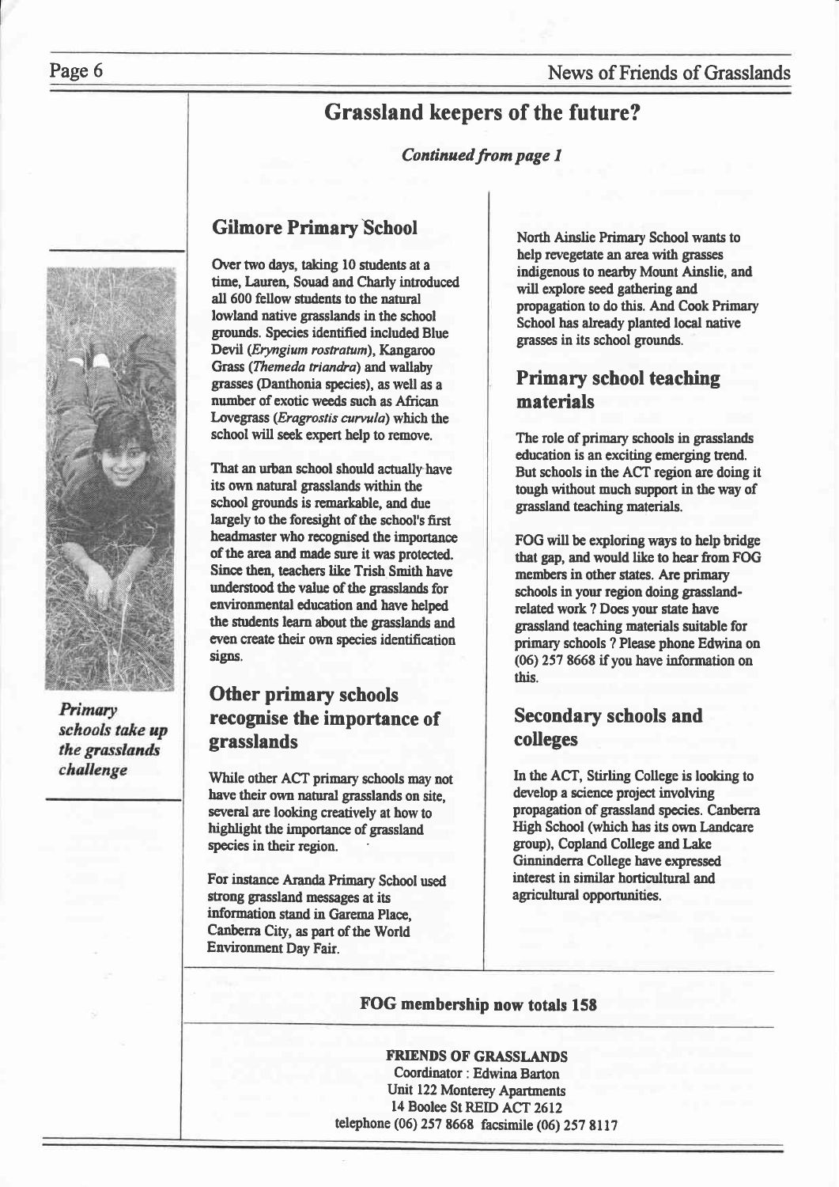## Grassland keepers of the future?

*Continued from page 1*

### Gilmore Primary School

Over two days, taking 10 students at a time, Lauren, Souad and Charly introduced all 600 fellow students to the natural lowland native grasslands in the school grounds. Species identified included Blue Devil (*Eryngium rostratum*), Kangaroo Grass (*Themeda triandra*) and wallaby grasses (Danthonia species), as well as a number of exotic weeds such as African Lovegrass (*Eragrostis curvula*) which the school will seek expert help to remove.

That an urban school should actually have its own natural grasslands within the school grounds is remarkable, and due largely to the foresight of the school's first headmaster who recognised the importance of the area and made sure it was protected. Since then, teachers like Trish Smith have understood the value of the grasslands for environmental education and have helped the students learn about the grasslands and even create their own species identification signs.

*Primary schools take up the grasslands challenge*

### Other primary schools recognise the importance of grasslands

While other ACT primary schools may not have their own natural grasslands on site, several are looking creatively at how to highlight the importance of grassland species in their region.

For instance Aranda Primary School used strong grassland messages at its information stand in Garema Place, Canberra City, as part of the World Environment Day Fair.

North Ainslie Primary School wants to help revegetate an area with grasses indigenous to nearby Mount Ainslie, and will explore seed gathering and propagation to do this. And Cook Primary School has already planted local native grasses in its school grounds.

### Primary school teaching materials

The role of primary schools in grasslands education is an exciting emerging trend. But schools in the ACT region are doing it tough without much support in the way of grassland teaching materials.

FOG will be exploring ways to help bridge that gap, and would like to hear from FOG members in other states. Are primary schools in your region doing grassland-related work ? Does your state have grassland teaching materials suitable for primary schools ? Please phone Edwina on (06) 257 8668 if you have information on this.

### Secondary schools and colleges

In the ACT, Stirling College is looking to develop a science project involving propagation of grassland species. Canberra High School (which has its own Landcare group), Copland College and Lake Ginninderra College have expressed interest in similar horticultural and agricultural opportunities.

**FOG membership now totals 158**

**FRIENDS OF GRASSLANDS**
Coordinator : Edwina Barton
Unit 122 Monterey Apartments
14 Boolee St REID ACT 2612
telephone (06) 257 8668 facsimile (06) 257 8117